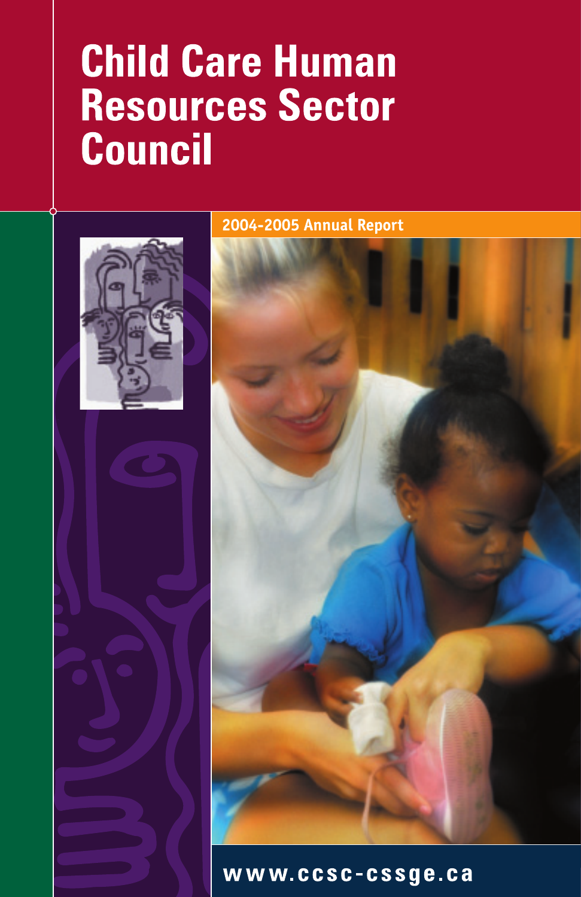# Child Care Human Resources Sector Council

2004-2005 Annual Report

www.ccsc-cssge.ca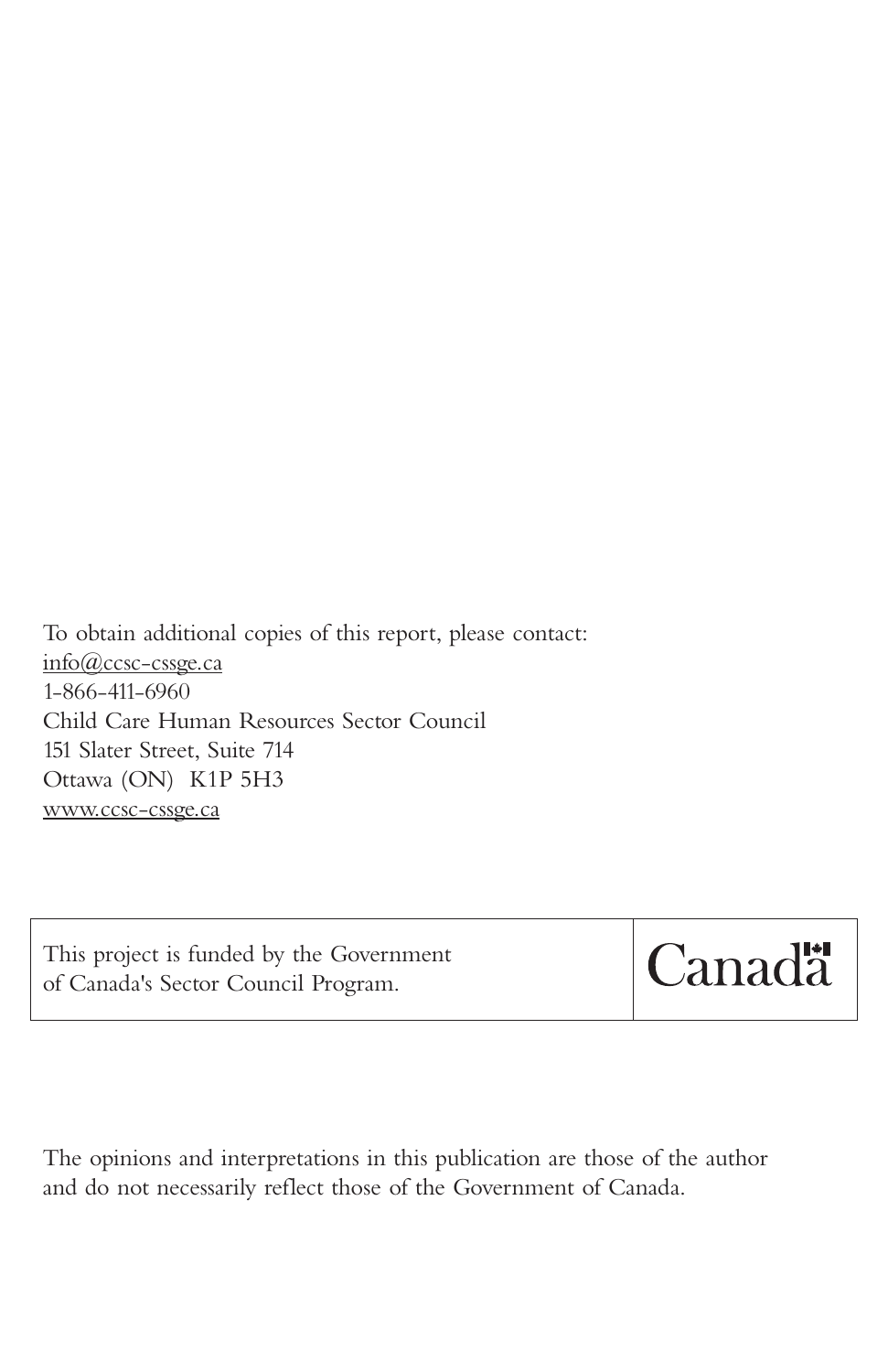To obtain additional copies of this report, please contact:
info@ccsc-cssge.ca
1-866-411-6960
Child Care Human Resources Sector Council
151 Slater Street, Suite 714
Ottawa (ON)  K1P 5H3
www.ccsc-cssge.ca

| This project is funded by the Government of Canada's Sector Council Program. | Canada |
| --- | --- |

The opinions and interpretations in this publication are those of the author and do not necessarily reflect those of the Government of Canada.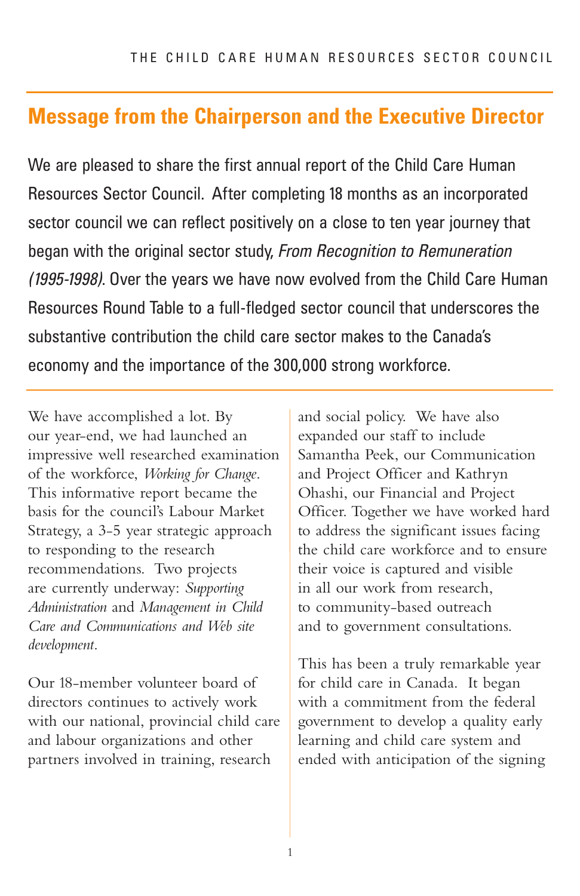## Message from the Chairperson and the Executive Director

We are pleased to share the first annual report of the Child Care Human Resources Sector Council. After completing 18 months as an incorporated sector council we can reflect positively on a close to ten year journey that began with the original sector study, *From Recognition to Remuneration (1995-1998)*. Over the years we have now evolved from the Child Care Human Resources Round Table to a full-fledged sector council that underscores the substantive contribution the child care sector makes to the Canada's economy and the importance of the 300,000 strong workforce.

We have accomplished a lot. By our year-end, we had launched an impressive well researched examination of the workforce, *Working for Change*. This informative report became the basis for the council's Labour Market Strategy, a 3-5 year strategic approach to responding to the research recommendations. Two projects are currently underway: *Supporting Administration* and *Management in Child Care and Communications and Web site development*.

Our 18-member volunteer board of directors continues to actively work with our national, provincial child care and labour organizations and other partners involved in training, research and social policy. We have also expanded our staff to include Samantha Peek, our Communication and Project Officer and Kathryn Ohashi, our Financial and Project Officer. Together we have worked hard to address the significant issues facing the child care workforce and to ensure their voice is captured and visible in all our work from research, to community-based outreach and to government consultations.

This has been a truly remarkable year for child care in Canada. It began with a commitment from the federal government to develop a quality early learning and child care system and ended with anticipation of the signing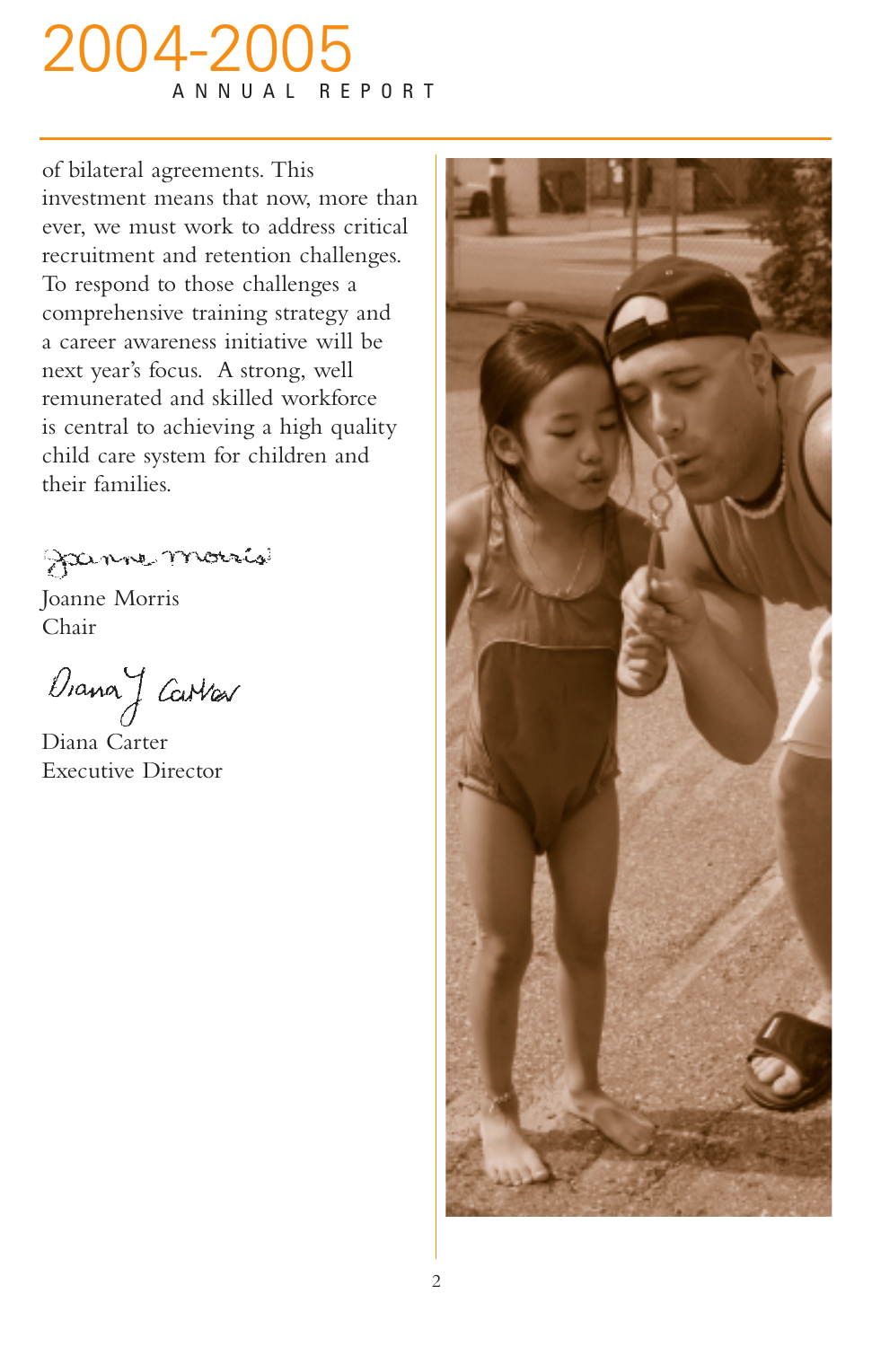of bilateral agreements. This investment means that now, more than ever, we must work to address critical recruitment and retention challenges. To respond to those challenges a comprehensive training strategy and a career awareness initiative will be next year's focus. A strong, well remunerated and skilled workforce is central to achieving a high quality child care system for children and their families.

Joanne Morris
Chair

Diana Carter
Executive Director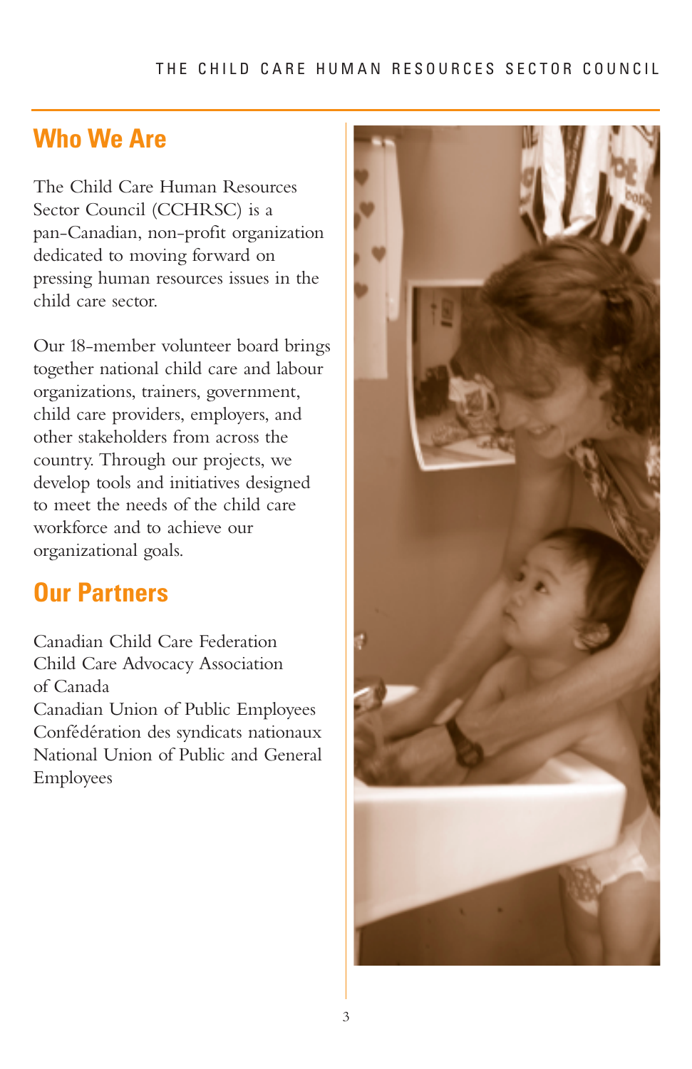## Who We Are

The Child Care Human Resources Sector Council (CCHRSC) is a pan-Canadian, non-profit organization dedicated to moving forward on pressing human resources issues in the child care sector.

Our 18-member volunteer board brings together national child care and labour organizations, trainers, government, child care providers, employers, and other stakeholders from across the country. Through our projects, we develop tools and initiatives designed to meet the needs of the child care workforce and to achieve our organizational goals.

## Our Partners

Canadian Child Care Federation
Child Care Advocacy Association of Canada
Canadian Union of Public Employees
Confédération des syndicats nationaux
National Union of Public and General Employees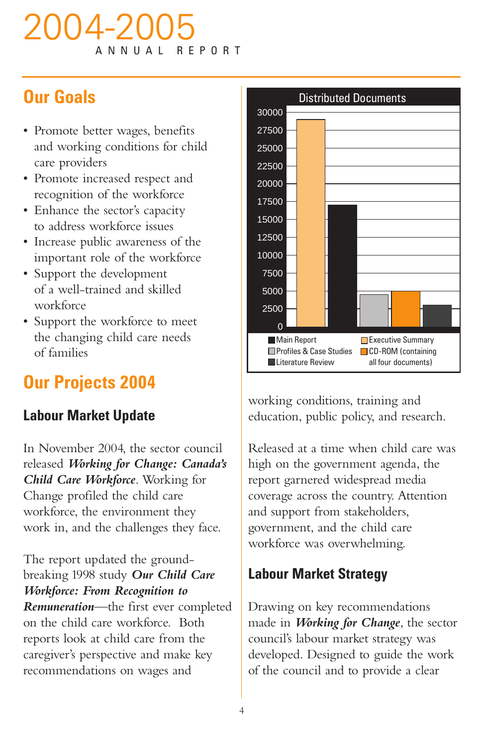## Our Goals

- Promote better wages, benefits and working conditions for child care providers
- Promote increased respect and recognition of the workforce
- Enhance the sector's capacity to address workforce issues
- Increase public awareness of the important role of the workforce
- Support the development of a well-trained and skilled workforce
- Support the workforce to meet the changing child care needs of families

## Our Projects 2004

### Labour Market Update

In November 2004, the sector council released ***Working for Change: Canada's Child Care Workforce***. Working for Change profiled the child care workforce, the environment they work in, and the challenges they face.

The report updated the ground-breaking 1998 study ***Our Child Care Workforce: From Recognition to Remuneration***—the first ever completed on the child care workforce. Both reports look at child care from the caregiver's perspective and make key recommendations on wages and working conditions, training and education, public policy, and research.

**Distributed Documents**

- Main Report
- Executive Summary
- Profiles & Case Studies
- CD-ROM (containing all four documents)
- Literature Review

Released at a time when child care was high on the government agenda, the report garnered widespread media coverage across the country. Attention and support from stakeholders, government, and the child care workforce was overwhelming.

### Labour Market Strategy

Drawing on key recommendations made in ***Working for Change***, the sector council's labour market strategy was developed. Designed to guide the work of the council and to provide a clear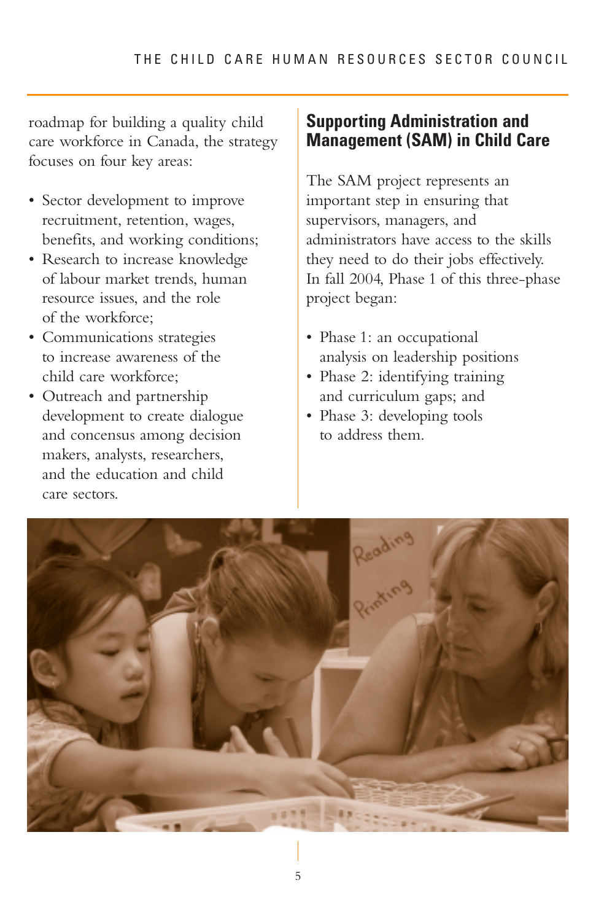roadmap for building a quality child care workforce in Canada, the strategy focuses on four key areas:

- Sector development to improve recruitment, retention, wages, benefits, and working conditions;
- Research to increase knowledge of labour market trends, human resource issues, and the role of the workforce;
- Communications strategies to increase awareness of the child care workforce;
- Outreach and partnership development to create dialogue and concensus among decision makers, analysts, researchers, and the education and child care sectors.

## Supporting Administration and Management (SAM) in Child Care

The SAM project represents an important step in ensuring that supervisors, managers, and administrators have access to the skills they need to do their jobs effectively. In fall 2004, Phase 1 of this three-phase project began:

- Phase 1: an occupational analysis on leadership positions
- Phase 2: identifying training and curriculum gaps; and
- Phase 3: developing tools to address them.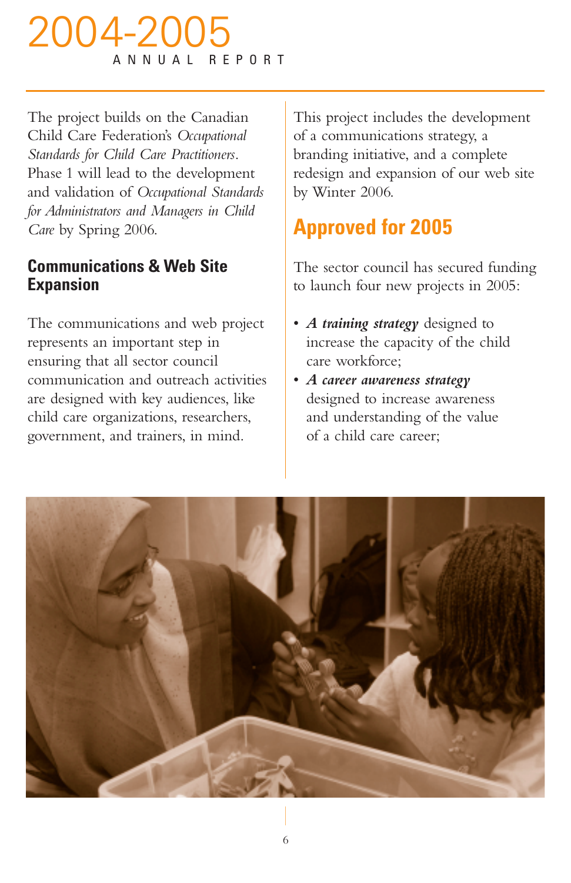The project builds on the Canadian Child Care Federation's *Occupational Standards for Child Care Practitioners*. Phase 1 will lead to the development and validation of *Occupational Standards for Administrators and Managers in Child Care* by Spring 2006.

### Communications & Web Site Expansion

The communications and web project represents an important step in ensuring that all sector council communication and outreach activities are designed with key audiences, like child care organizations, researchers, government, and trainers, in mind.

This project includes the development of a communications strategy, a branding initiative, and a complete redesign and expansion of our web site by Winter 2006.

## Approved for 2005

The sector council has secured funding to launch four new projects in 2005:

- ***A training strategy*** designed to increase the capacity of the child care workforce;
- ***A career awareness strategy*** designed to increase awareness and understanding of the value of a child care career;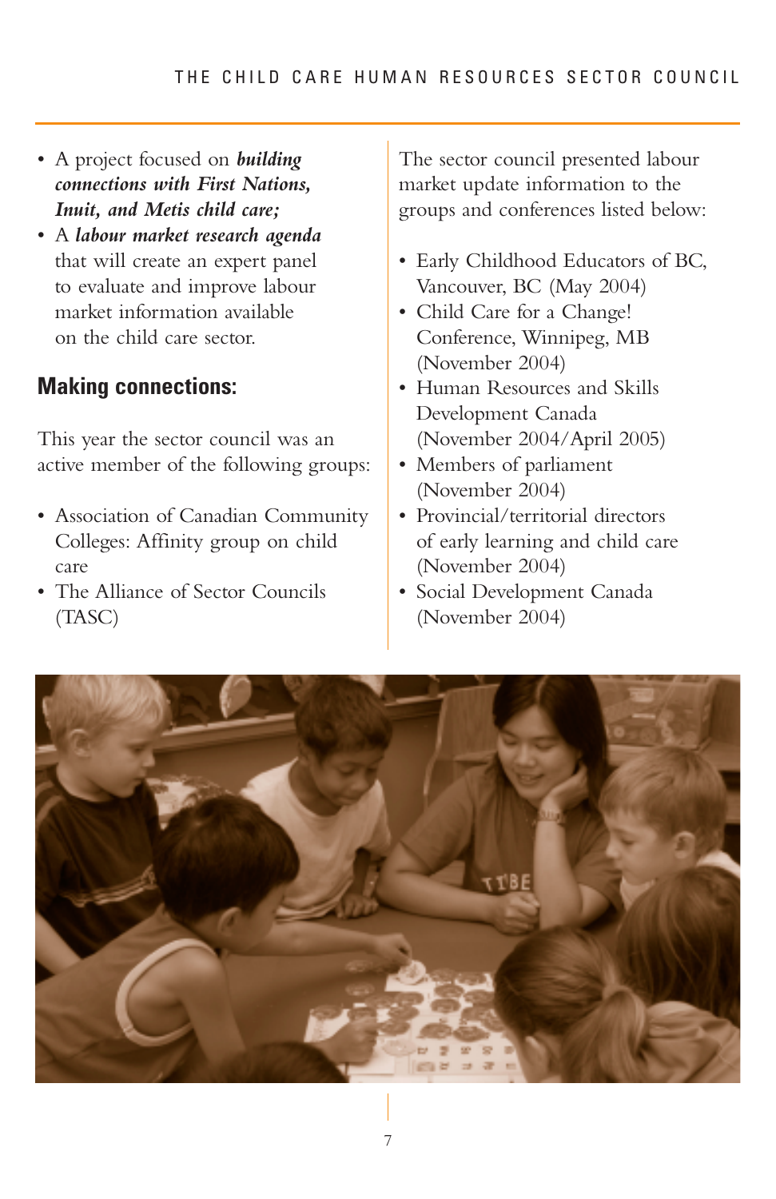- A project focused on ***building connections with First Nations, Inuit, and Metis child care;***
- A ***labour market research agenda*** that will create an expert panel to evaluate and improve labour market information available on the child care sector.

## Making connections:

This year the sector council was an active member of the following groups:

- Association of Canadian Community Colleges: Affinity group on child care
- The Alliance of Sector Councils (TASC)

The sector council presented labour market update information to the groups and conferences listed below:

- Early Childhood Educators of BC, Vancouver, BC (May 2004)
- Child Care for a Change! Conference, Winnipeg, MB (November 2004)
- Human Resources and Skills Development Canada (November 2004/April 2005)
- Members of parliament (November 2004)
- Provincial/territorial directors of early learning and child care (November 2004)
- Social Development Canada (November 2004)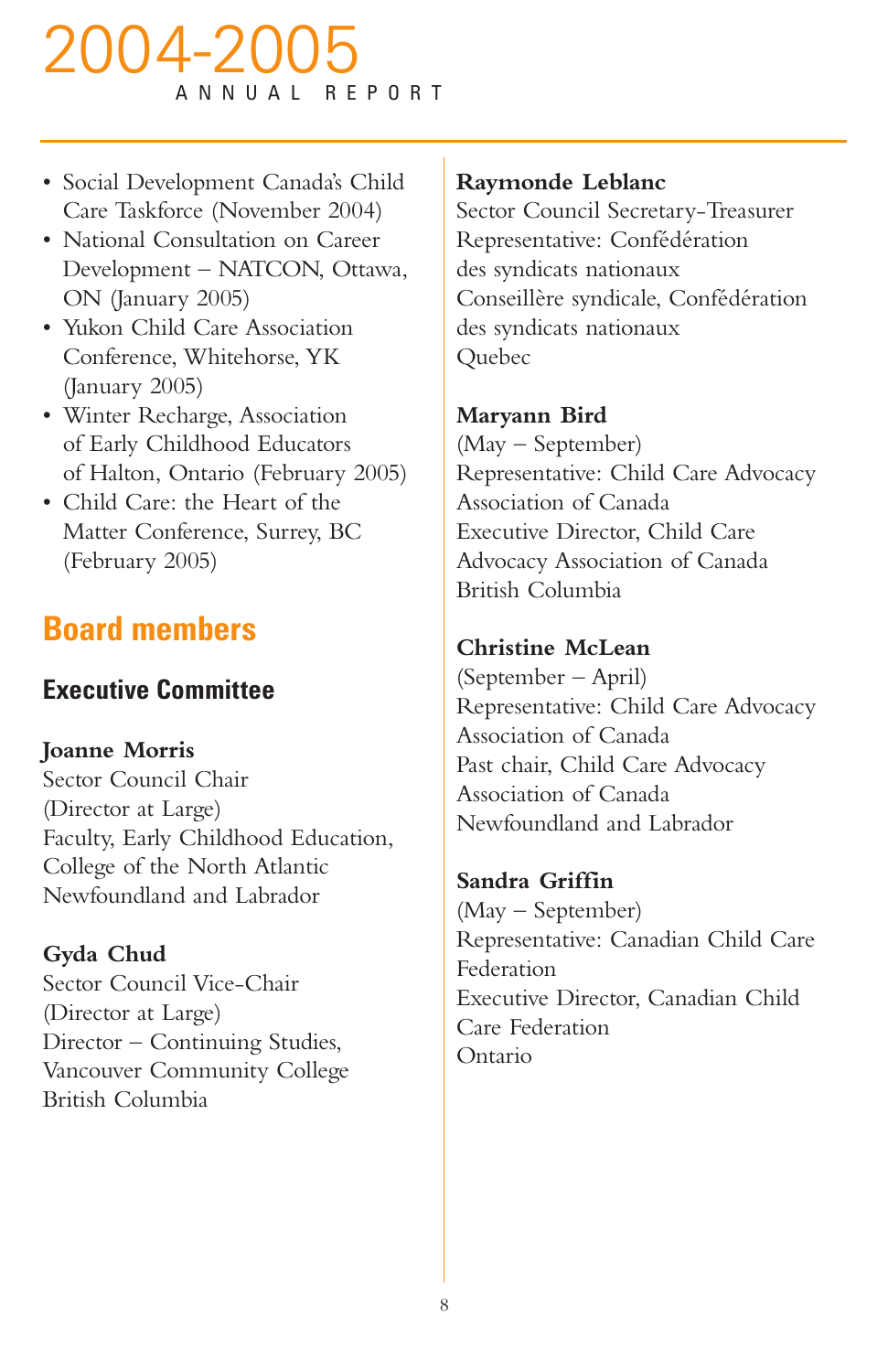- Social Development Canada's Child Care Taskforce (November 2004)
- National Consultation on Career Development – NATCON, Ottawa, ON (January 2005)
- Yukon Child Care Association Conference, Whitehorse, YK (January 2005)
- Winter Recharge, Association of Early Childhood Educators of Halton, Ontario (February 2005)
- Child Care: the Heart of the Matter Conference, Surrey, BC (February 2005)

## Board members

### Executive Committee

**Joanne Morris**
Sector Council Chair
(Director at Large)
Faculty, Early Childhood Education,
College of the North Atlantic
Newfoundland and Labrador

**Gyda Chud**
Sector Council Vice-Chair
(Director at Large)
Director – Continuing Studies,
Vancouver Community College
British Columbia

**Raymonde Leblanc**
Sector Council Secretary-Treasurer
Representative: Confédération des syndicats nationaux
Conseillère syndicale, Confédération des syndicats nationaux
Quebec

**Maryann Bird**
(May – September)
Representative: Child Care Advocacy Association of Canada
Executive Director, Child Care Advocacy Association of Canada
British Columbia

**Christine McLean**
(September – April)
Representative: Child Care Advocacy Association of Canada
Past chair, Child Care Advocacy Association of Canada
Newfoundland and Labrador

**Sandra Griffin**
(May – September)
Representative: Canadian Child Care Federation
Executive Director, Canadian Child Care Federation
Ontario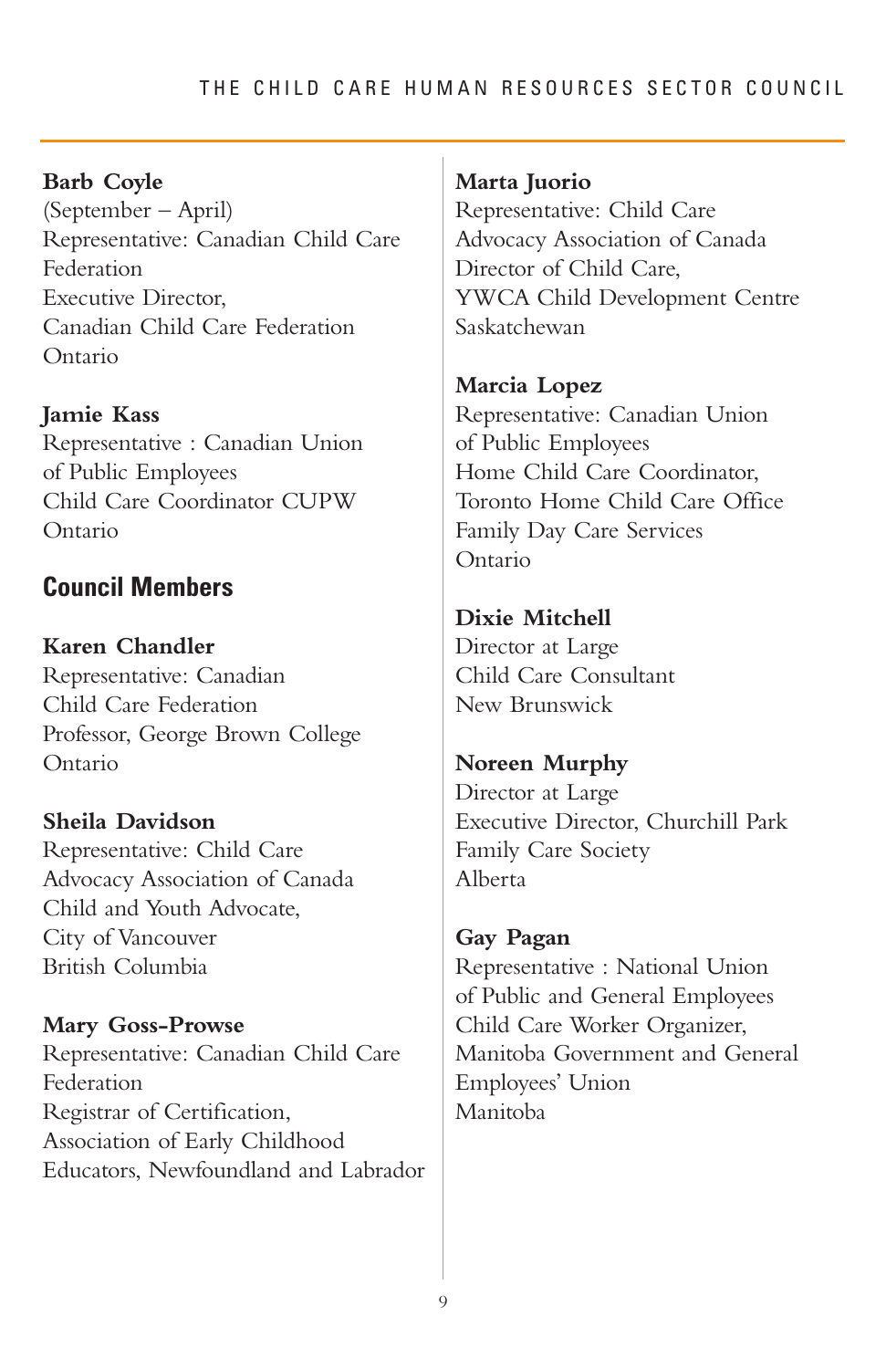**Barb Coyle**
(September – April)
Representative: Canadian Child Care Federation
Executive Director,
Canadian Child Care Federation
Ontario

**Jamie Kass**
Representative : Canadian Union of Public Employees
Child Care Coordinator CUPW
Ontario

## Council Members

**Karen Chandler**
Representative: Canadian Child Care Federation
Professor, George Brown College
Ontario

**Sheila Davidson**
Representative: Child Care Advocacy Association of Canada
Child and Youth Advocate,
City of Vancouver
British Columbia

**Mary Goss-Prowse**
Representative: Canadian Child Care Federation
Registrar of Certification,
Association of Early Childhood Educators, Newfoundland and Labrador

**Marta Juorio**
Representative: Child Care Advocacy Association of Canada
Director of Child Care,
YWCA Child Development Centre
Saskatchewan

**Marcia Lopez**
Representative: Canadian Union of Public Employees
Home Child Care Coordinator,
Toronto Home Child Care Office
Family Day Care Services
Ontario

**Dixie Mitchell**
Director at Large
Child Care Consultant
New Brunswick

**Noreen Murphy**
Director at Large
Executive Director, Churchill Park Family Care Society
Alberta

**Gay Pagan**
Representative : National Union of Public and General Employees
Child Care Worker Organizer,
Manitoba Government and General Employees' Union
Manitoba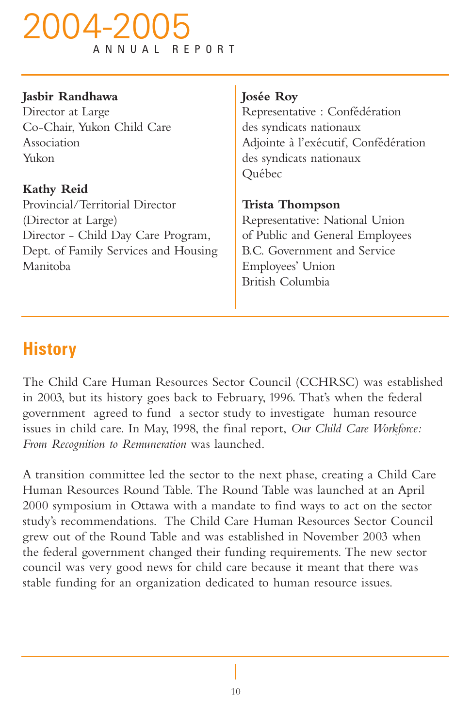**Jasbir Randhawa**
Director at Large
Co-Chair, Yukon Child Care Association
Yukon

**Kathy Reid**
Provincial/Territorial Director (Director at Large)
Director - Child Day Care Program, Dept. of Family Services and Housing
Manitoba

**Josée Roy**
Representative : Confédération des syndicats nationaux
Adjointe à l'exécutif, Confédération des syndicats nationaux
Québec

**Trista Thompson**
Representative: National Union of Public and General Employees
B.C. Government and Service Employees' Union
British Columbia

## History

The Child Care Human Resources Sector Council (CCHRSC) was established in 2003, but its history goes back to February, 1996. That's when the federal government agreed to fund a sector study to investigate human resource issues in child care. In May, 1998, the final report, *Our Child Care Workforce: From Recognition to Remuneration* was launched.

A transition committee led the sector to the next phase, creating a Child Care Human Resources Round Table. The Round Table was launched at an April 2000 symposium in Ottawa with a mandate to find ways to act on the sector study's recommendations. The Child Care Human Resources Sector Council grew out of the Round Table and was established in November 2003 when the federal government changed their funding requirements. The new sector council was very good news for child care because it meant that there was stable funding for an organization dedicated to human resource issues.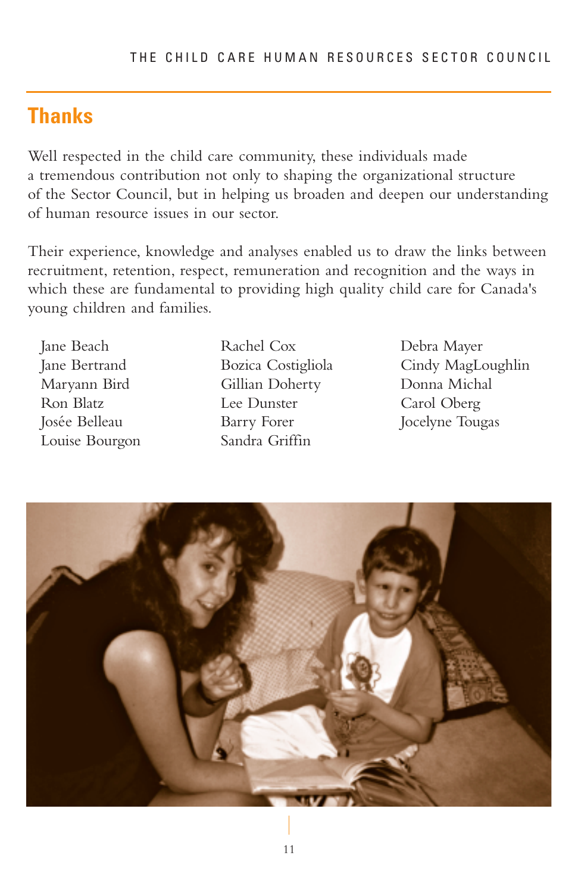## Thanks

Well respected in the child care community, these individuals made a tremendous contribution not only to shaping the organizational structure of the Sector Council, but in helping us broaden and deepen our understanding of human resource issues in our sector.

Their experience, knowledge and analyses enabled us to draw the links between recruitment, retention, respect, remuneration and recognition and the ways in which these are fundamental to providing high quality child care for Canada's young children and families.

Jane Beach
Jane Bertrand
Maryann Bird
Ron Blatz
Josée Belleau
Louise Bourgon
Rachel Cox
Bozica Costigliola
Gillian Doherty
Lee Dunster
Barry Forer
Sandra Griffin
Debra Mayer
Cindy MagLoughlin
Donna Michal
Carol Oberg
Jocelyne Tougas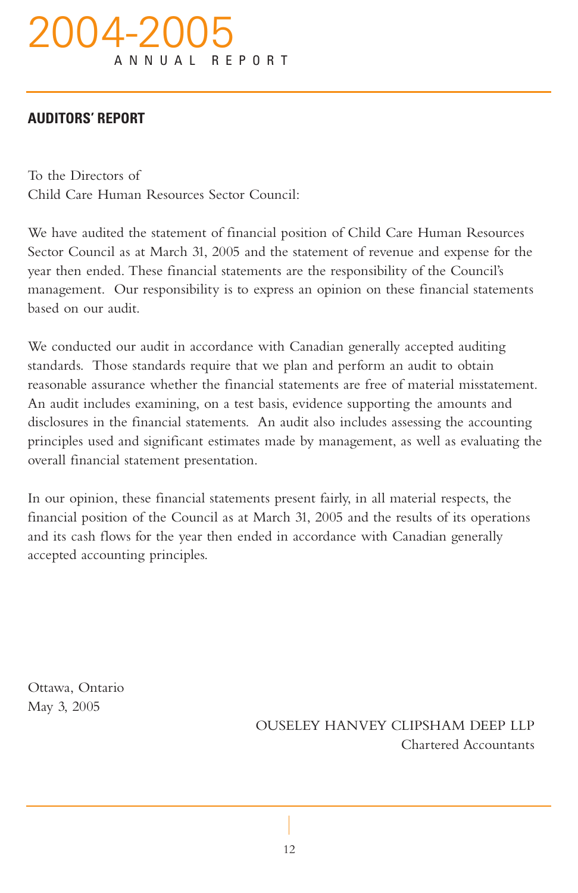## AUDITORS' REPORT

To the Directors of
Child Care Human Resources Sector Council:

We have audited the statement of financial position of Child Care Human Resources Sector Council as at March 31, 2005 and the statement of revenue and expense for the year then ended. These financial statements are the responsibility of the Council's management. Our responsibility is to express an opinion on these financial statements based on our audit.

We conducted our audit in accordance with Canadian generally accepted auditing standards. Those standards require that we plan and perform an audit to obtain reasonable assurance whether the financial statements are free of material misstatement. An audit includes examining, on a test basis, evidence supporting the amounts and disclosures in the financial statements. An audit also includes assessing the accounting principles used and significant estimates made by management, as well as evaluating the overall financial statement presentation.

In our opinion, these financial statements present fairly, in all material respects, the financial position of the Council as at March 31, 2005 and the results of its operations and its cash flows for the year then ended in accordance with Canadian generally accepted accounting principles.

Ottawa, Ontario
May 3, 2005

OUSELEY HANVEY CLIPSHAM DEEP LLP
Chartered Accountants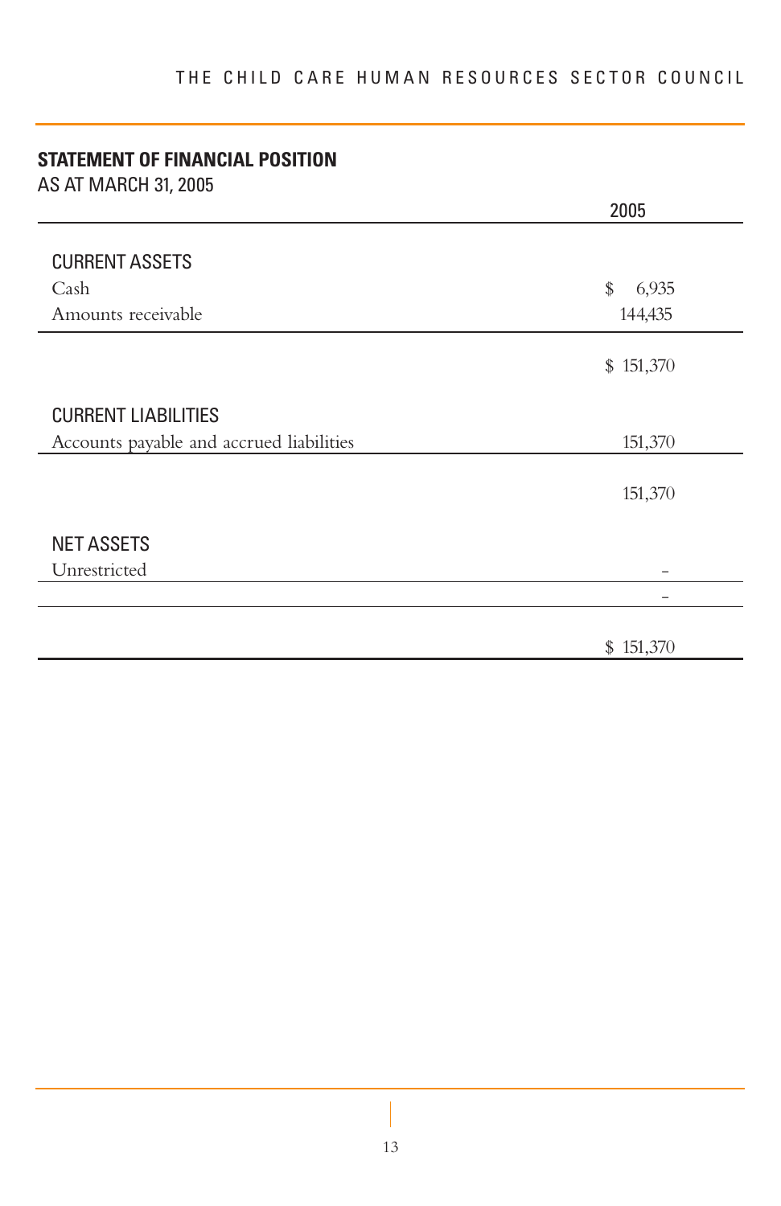## STATEMENT OF FINANCIAL POSITION

AS AT MARCH 31, 2005

| | 2005 |
|---|---|
| **CURRENT ASSETS** | |
| Cash | $ 6,935 |
| Amounts receivable | 144,435 |
| | $ 151,370 |
| **CURRENT LIABILITIES** | |
| Accounts payable and accrued liabilities | 151,370 |
| | 151,370 |
| **NET ASSETS** | |
| Unrestricted | – |
| | – |
| | $ 151,370 |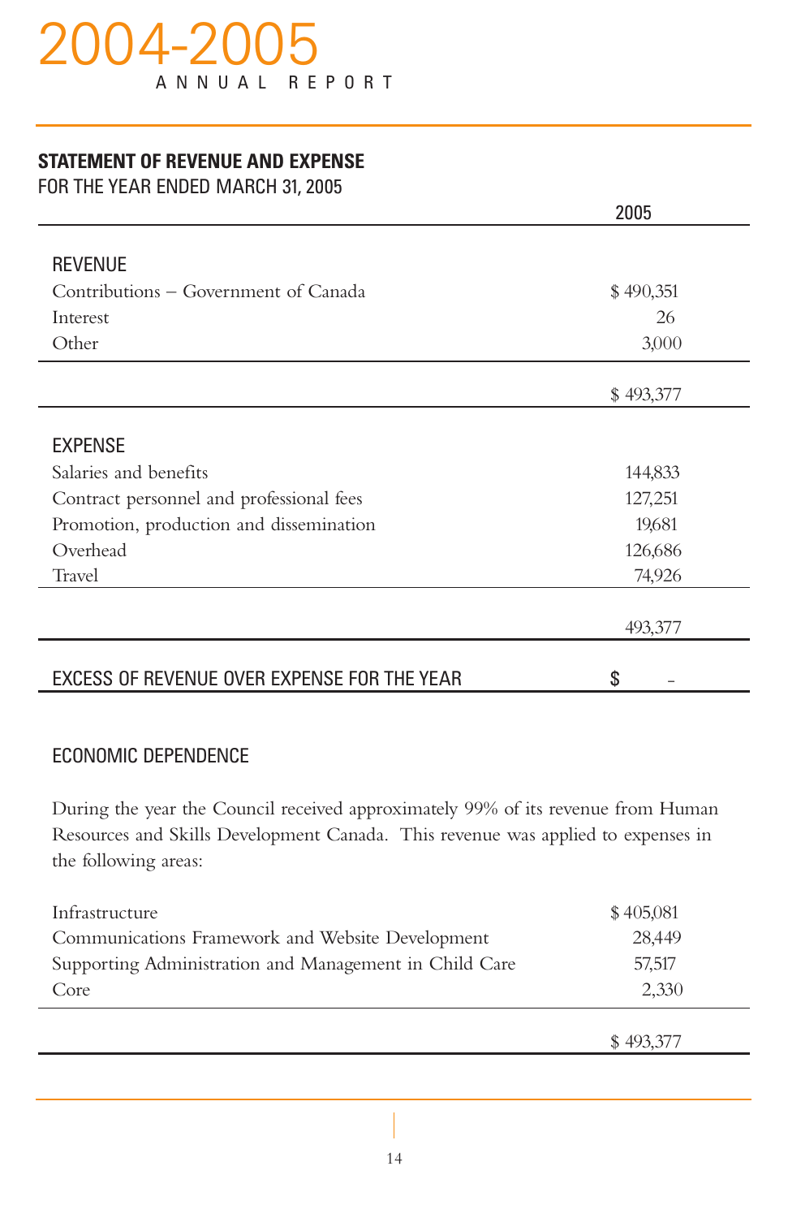# 2004-2005 ANNUAL REPORT

## STATEMENT OF REVENUE AND EXPENSE

FOR THE YEAR ENDED MARCH 31, 2005

| | 2005 |
|---|---|
| **REVENUE** | |
| Contributions – Government of Canada | $ 490,351 |
| Interest | 26 |
| Other | 3,000 |
| | $ 493,377 |
| **EXPENSE** | |
| Salaries and benefits | 144,833 |
| Contract personnel and professional fees | 127,251 |
| Promotion, production and dissemination | 19,681 |
| Overhead | 126,686 |
| Travel | 74,926 |
| | 493,377 |
| **EXCESS OF REVENUE OVER EXPENSE FOR THE YEAR** | $ – |

### ECONOMIC DEPENDENCE

During the year the Council received approximately 99% of its revenue from Human Resources and Skills Development Canada. This revenue was applied to expenses in the following areas:

| | |
|---|---|
| Infrastructure | $ 405,081 |
| Communications Framework and Website Development | 28,449 |
| Supporting Administration and Management in Child Care | 57,517 |
| Core | 2,330 |
| | $ 493,377 |